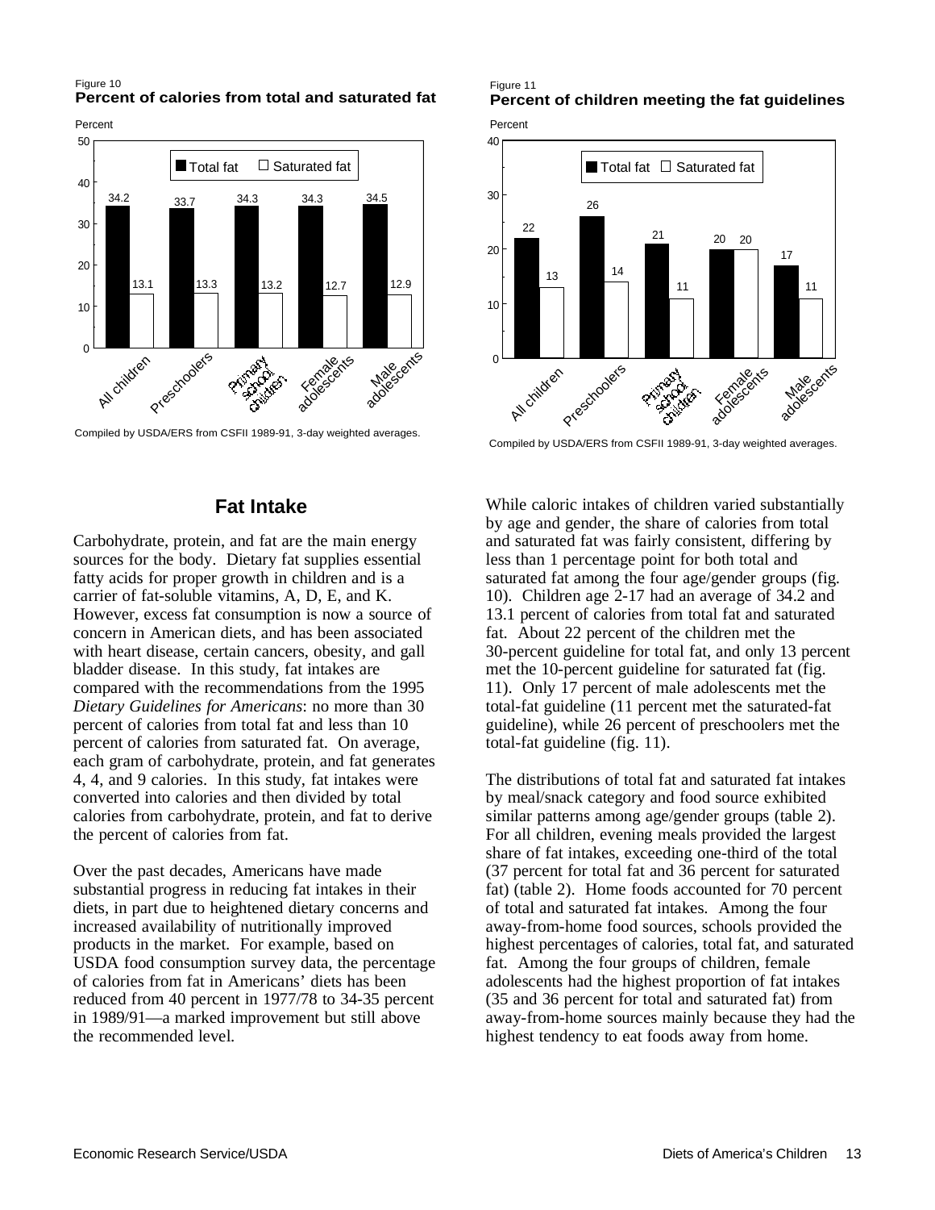Figure 10
**Percent of calories from total and saturated fat**

| | Total fat | Saturated fat |
|---|---|---|
| All children | 34.2 | 13.1 |
| Preschoolers | 33.7 | 13.3 |
| Primary school children | 34.3 | 13.2 |
| Female adolescents | 34.3 | 12.7 |
| Male adolescents | 34.5 | 12.9 |

Compiled by USDA/ERS from CSFII 1989-91, 3-day weighted averages.

Figure 11
**Percent of children meeting the fat guidelines**

| | Total fat | Saturated fat |
|---|---|---|
| All children | 22 | 13 |
| Preschoolers | 26 | 14 |
| Primary school children | 21 | 11 |
| Female adolescents | 20 | 20 |
| Male adolescents | 17 | 11 |

Compiled by USDA/ERS from CSFII 1989-91, 3-day weighted averages.

## Fat Intake

Carbohydrate, protein, and fat are the main energy sources for the body. Dietary fat supplies essential fatty acids for proper growth in children and is a carrier of fat-soluble vitamins, A, D, E, and K. However, excess fat consumption is now a source of concern in American diets, and has been associated with heart disease, certain cancers, obesity, and gall bladder disease. In this study, fat intakes are compared with the recommendations from the 1995 *Dietary Guidelines for Americans*: no more than 30 percent of calories from total fat and less than 10 percent of calories from saturated fat. On average, each gram of carbohydrate, protein, and fat generates 4, 4, and 9 calories. In this study, fat intakes were converted into calories and then divided by total calories from carbohydrate, protein, and fat to derive the percent of calories from fat.

Over the past decades, Americans have made substantial progress in reducing fat intakes in their diets, in part due to heightened dietary concerns and increased availability of nutritionally improved products in the market. For example, based on USDA food consumption survey data, the percentage of calories from fat in Americans' diets has been reduced from 40 percent in 1977/78 to 34-35 percent in 1989/91—a marked improvement but still above the recommended level.

While caloric intakes of children varied substantially by age and gender, the share of calories from total and saturated fat was fairly consistent, differing by less than 1 percentage point for both total and saturated fat among the four age/gender groups (fig. 10). Children age 2-17 had an average of 34.2 and 13.1 percent of calories from total fat and saturated fat. About 22 percent of the children met the 30-percent guideline for total fat, and only 13 percent met the 10-percent guideline for saturated fat (fig. 11). Only 17 percent of male adolescents met the total-fat guideline (11 percent met the saturated-fat guideline), while 26 percent of preschoolers met the total-fat guideline (fig. 11).

The distributions of total fat and saturated fat intakes by meal/snack category and food source exhibited similar patterns among age/gender groups (table 2). For all children, evening meals provided the largest share of fat intakes, exceeding one-third of the total (37 percent for total fat and 36 percent for saturated fat) (table 2). Home foods accounted for 70 percent of total and saturated fat intakes. Among the four away-from-home food sources, schools provided the highest percentages of calories, total fat, and saturated fat. Among the four groups of children, female adolescents had the highest proportion of fat intakes (35 and 36 percent for total and saturated fat) from away-from-home sources mainly because they had the highest tendency to eat foods away from home.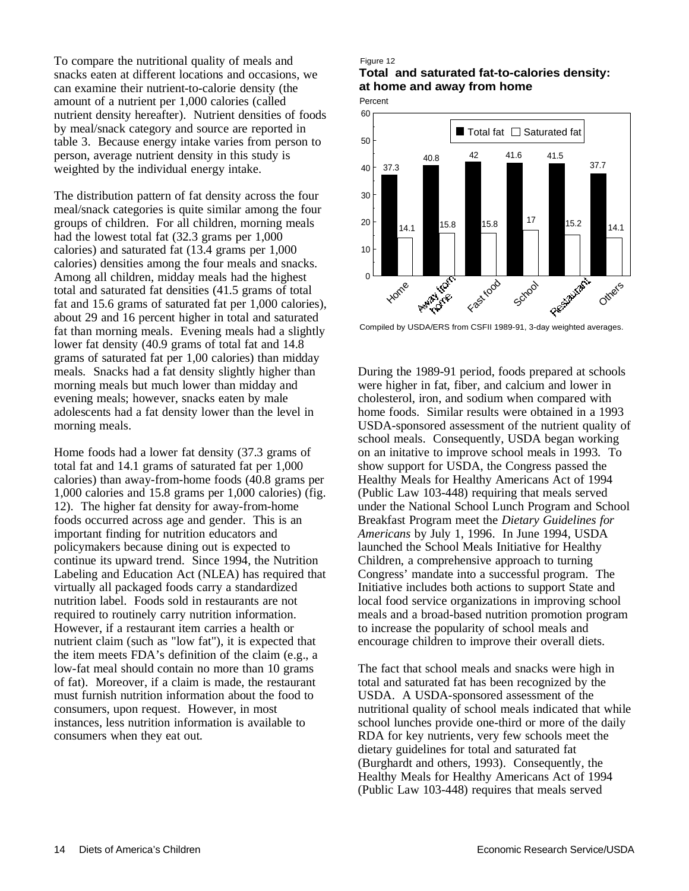To compare the nutritional quality of meals and snacks eaten at different locations and occasions, we can examine their nutrient-to-calorie density (the amount of a nutrient per 1,000 calories (called nutrient density hereafter). Nutrient densities of foods by meal/snack category and source are reported in table 3. Because energy intake varies from person to person, average nutrient density in this study is weighted by the individual energy intake.

The distribution pattern of fat density across the four meal/snack categories is quite similar among the four groups of children. For all children, morning meals had the lowest total fat (32.3 grams per 1,000 calories) and saturated fat (13.4 grams per 1,000 calories) densities among the four meals and snacks. Among all children, midday meals had the highest total and saturated fat densities (41.5 grams of total fat and 15.6 grams of saturated fat per 1,000 calories), about 29 and 16 percent higher in total and saturated fat than morning meals. Evening meals had a slightly lower fat density (40.9 grams of total fat and 14.8 grams of saturated fat per 1,00 calories) than midday meals. Snacks had a fat density slightly higher than morning meals but much lower than midday and evening meals; however, snacks eaten by male adolescents had a fat density lower than the level in morning meals.

Home foods had a lower fat density (37.3 grams of total fat and 14.1 grams of saturated fat per 1,000 calories) than away-from-home foods (40.8 grams per 1,000 calories and 15.8 grams per 1,000 calories) (fig. 12). The higher fat density for away-from-home foods occurred across age and gender. This is an important finding for nutrition educators and policymakers because dining out is expected to continue its upward trend. Since 1994, the Nutrition Labeling and Education Act (NLEA) has required that virtually all packaged foods carry a standardized nutrition label. Foods sold in restaurants are not required to routinely carry nutrition information. However, if a restaurant item carries a health or nutrient claim (such as "low fat"), it is expected that the item meets FDA's definition of the claim (e.g., a low-fat meal should contain no more than 10 grams of fat). Moreover, if a claim is made, the restaurant must furnish nutrition information about the food to consumers, upon request. However, in most instances, less nutrition information is available to consumers when they eat out.

Figure 12

**Total and saturated fat-to-calories density: at home and away from home**

Percent

| | Home | Away from home | Fast food | School | Restaurant | Others |
|---|---|---|---|---|---|---|
| Total fat | 37.3 | 40.8 | 42 | 41.6 | 41.5 | 37.7 |
| Saturated fat | 14.1 | 15.8 | 15.8 | 17 | 15.2 | 14.1 |

Compiled by USDA/ERS from CSFII 1989-91, 3-day weighted averages.

During the 1989-91 period, foods prepared at schools were higher in fat, fiber, and calcium and lower in cholesterol, iron, and sodium when compared with home foods. Similar results were obtained in a 1993 USDA-sponsored assessment of the nutrient quality of school meals. Consequently, USDA began working on an initative to improve school meals in 1993. To show support for USDA, the Congress passed the Healthy Meals for Healthy Americans Act of 1994 (Public Law 103-448) requiring that meals served under the National School Lunch Program and School Breakfast Program meet the *Dietary Guidelines for Americans* by July 1, 1996. In June 1994, USDA launched the School Meals Initiative for Healthy Children, a comprehensive approach to turning Congress' mandate into a successful program. The Initiative includes both actions to support State and local food service organizations in improving school meals and a broad-based nutrition promotion program to increase the popularity of school meals and encourage children to improve their overall diets.

The fact that school meals and snacks were high in total and saturated fat has been recognized by the USDA. A USDA-sponsored assessment of the nutritional quality of school meals indicated that while school lunches provide one-third or more of the daily RDA for key nutrients, very few schools meet the dietary guidelines for total and saturated fat (Burghardt and others, 1993). Consequently, the Healthy Meals for Healthy Americans Act of 1994 (Public Law 103-448) requires that meals served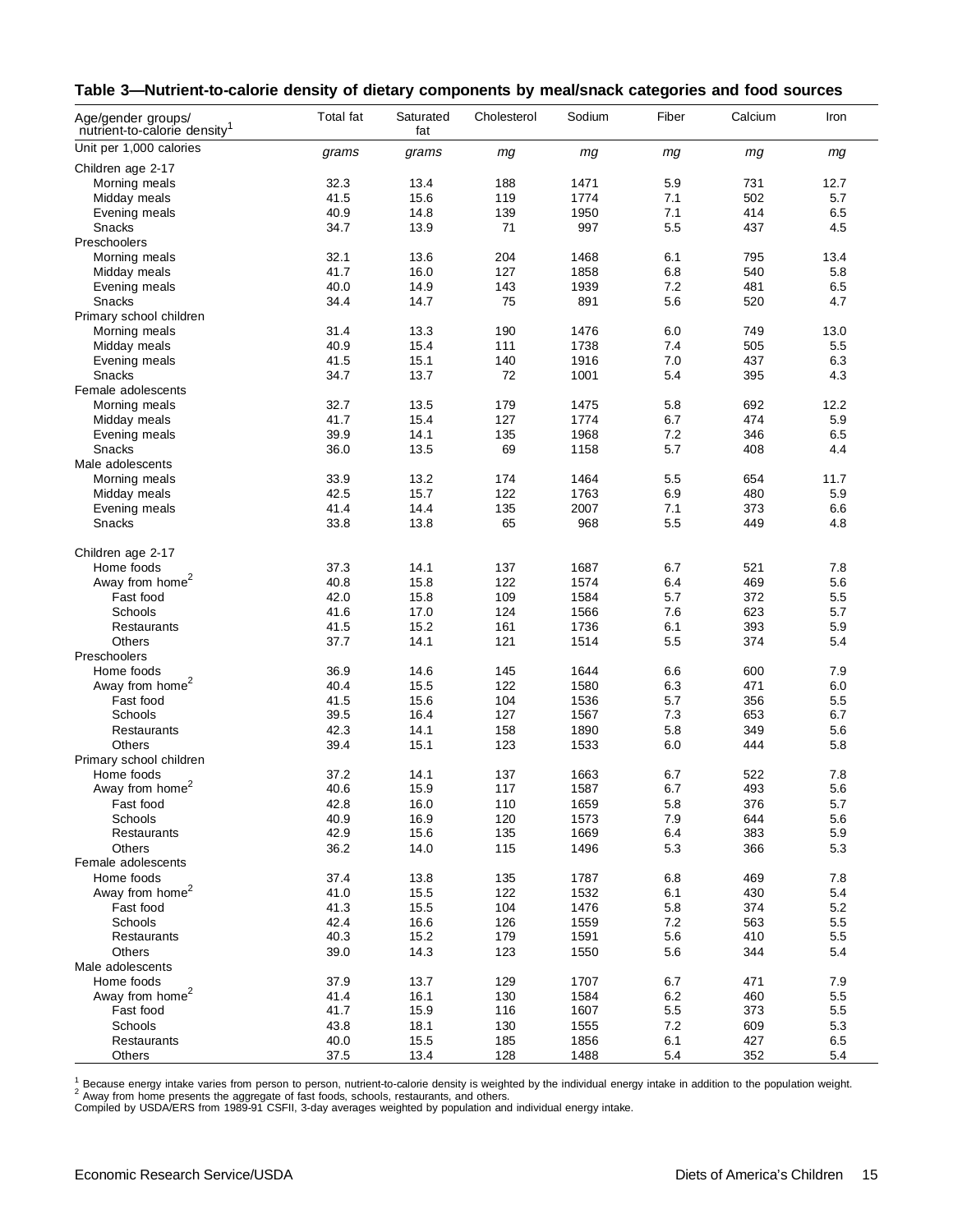**Table 3—Nutrient-to-calorie density of dietary components by meal/snack categories and food sources**

| Age/gender groups/ nutrient-to-calorie density[1] | Total fat | Saturated fat | Cholesterol | Sodium | Fiber | Calcium | Iron |
|---|---|---|---|---|---|---|---|
| Unit per 1,000 calories | *grams* | *grams* | *mg* | *mg* | *mg* | *mg* | *mg* |
| Children age 2-17 | | | | | | | |
| Morning meals | 32.3 | 13.4 | 188 | 1471 | 5.9 | 731 | 12.7 |
| Midday meals | 41.5 | 15.6 | 119 | 1774 | 7.1 | 502 | 5.7 |
| Evening meals | 40.9 | 14.8 | 139 | 1950 | 7.1 | 414 | 6.5 |
| Snacks | 34.7 | 13.9 | 71 | 997 | 5.5 | 437 | 4.5 |
| Preschoolers | | | | | | | |
| Morning meals | 32.1 | 13.6 | 204 | 1468 | 6.1 | 795 | 13.4 |
| Midday meals | 41.7 | 16.0 | 127 | 1858 | 6.8 | 540 | 5.8 |
| Evening meals | 40.0 | 14.9 | 143 | 1939 | 7.2 | 481 | 6.5 |
| Snacks | 34.4 | 14.7 | 75 | 891 | 5.6 | 520 | 4.7 |
| Primary school children | | | | | | | |
| Morning meals | 31.4 | 13.3 | 190 | 1476 | 6.0 | 749 | 13.0 |
| Midday meals | 40.9 | 15.4 | 111 | 1738 | 7.4 | 505 | 5.5 |
| Evening meals | 41.5 | 15.1 | 140 | 1916 | 7.0 | 437 | 6.3 |
| Snacks | 34.7 | 13.7 | 72 | 1001 | 5.4 | 395 | 4.3 |
| Female adolescents | | | | | | | |
| Morning meals | 32.7 | 13.5 | 179 | 1475 | 5.8 | 692 | 12.2 |
| Midday meals | 41.7 | 15.4 | 127 | 1774 | 6.7 | 474 | 5.9 |
| Evening meals | 39.9 | 14.1 | 135 | 1968 | 7.2 | 346 | 6.5 |
| Snacks | 36.0 | 13.5 | 69 | 1158 | 5.7 | 408 | 4.4 |
| Male adolescents | | | | | | | |
| Morning meals | 33.9 | 13.2 | 174 | 1464 | 5.5 | 654 | 11.7 |
| Midday meals | 42.5 | 15.7 | 122 | 1763 | 6.9 | 480 | 5.9 |
| Evening meals | 41.4 | 14.4 | 135 | 2007 | 7.1 | 373 | 6.6 |
| Snacks | 33.8 | 13.8 | 65 | 968 | 5.5 | 449 | 4.8 |
| Children age 2-17 | | | | | | | |
| Home foods | 37.3 | 14.1 | 137 | 1687 | 6.7 | 521 | 7.8 |
| Away from home[2] | 40.8 | 15.8 | 122 | 1574 | 6.4 | 469 | 5.6 |
| Fast food | 42.0 | 15.8 | 109 | 1584 | 5.7 | 372 | 5.5 |
| Schools | 41.6 | 17.0 | 124 | 1566 | 7.6 | 623 | 5.7 |
| Restaurants | 41.5 | 15.2 | 161 | 1736 | 6.1 | 393 | 5.9 |
| Others | 37.7 | 14.1 | 121 | 1514 | 5.5 | 374 | 5.4 |
| Preschoolers | | | | | | | |
| Home foods | 36.9 | 14.6 | 145 | 1644 | 6.6 | 600 | 7.9 |
| Away from home[2] | 40.4 | 15.5 | 122 | 1580 | 6.3 | 471 | 6.0 |
| Fast food | 41.5 | 15.6 | 104 | 1536 | 5.7 | 356 | 5.5 |
| Schools | 39.5 | 16.4 | 127 | 1567 | 7.3 | 653 | 6.7 |
| Restaurants | 42.3 | 14.1 | 158 | 1890 | 5.8 | 349 | 5.6 |
| Others | 39.4 | 15.1 | 123 | 1533 | 6.0 | 444 | 5.8 |
| Primary school children | | | | | | | |
| Home foods | 37.2 | 14.1 | 137 | 1663 | 6.7 | 522 | 7.8 |
| Away from home[2] | 40.6 | 15.9 | 117 | 1587 | 6.7 | 493 | 5.6 |
| Fast food | 42.8 | 16.0 | 110 | 1659 | 5.8 | 376 | 5.7 |
| Schools | 40.9 | 16.9 | 120 | 1573 | 7.9 | 644 | 5.6 |
| Restaurants | 42.9 | 15.6 | 135 | 1669 | 6.4 | 383 | 5.9 |
| Others | 36.2 | 14.0 | 115 | 1496 | 5.3 | 366 | 5.3 |
| Female adolescents | | | | | | | |
| Home foods | 37.4 | 13.8 | 135 | 1787 | 6.8 | 469 | 7.8 |
| Away from home[2] | 41.0 | 15.5 | 122 | 1532 | 6.1 | 430 | 5.4 |
| Fast food | 41.3 | 15.5 | 104 | 1476 | 5.8 | 374 | 5.2 |
| Schools | 42.4 | 16.6 | 126 | 1559 | 7.2 | 563 | 5.5 |
| Restaurants | 40.3 | 15.2 | 179 | 1591 | 5.6 | 410 | 5.5 |
| Others | 39.0 | 14.3 | 123 | 1550 | 5.6 | 344 | 5.4 |
| Male adolescents | | | | | | | |
| Home foods | 37.9 | 13.7 | 129 | 1707 | 6.7 | 471 | 7.9 |
| Away from home[2] | 41.4 | 16.1 | 130 | 1584 | 6.2 | 460 | 5.5 |
| Fast food | 41.7 | 15.9 | 116 | 1607 | 5.5 | 373 | 5.5 |
| Schools | 43.8 | 18.1 | 130 | 1555 | 7.2 | 609 | 5.3 |
| Restaurants | 40.0 | 15.5 | 185 | 1856 | 6.1 | 427 | 6.5 |
| Others | 37.5 | 13.4 | 128 | 1488 | 5.4 | 352 | 5.4 |

[1] Because energy intake varies from person to person, nutrient-to-calorie density is weighted by the individual energy intake in addition to the population weight.
[2] Away from home presents the aggregate of fast foods, schools, restaurants, and others.
Compiled by USDA/ERS from 1989-91 CSFII, 3-day averages weighted by population and individual energy intake.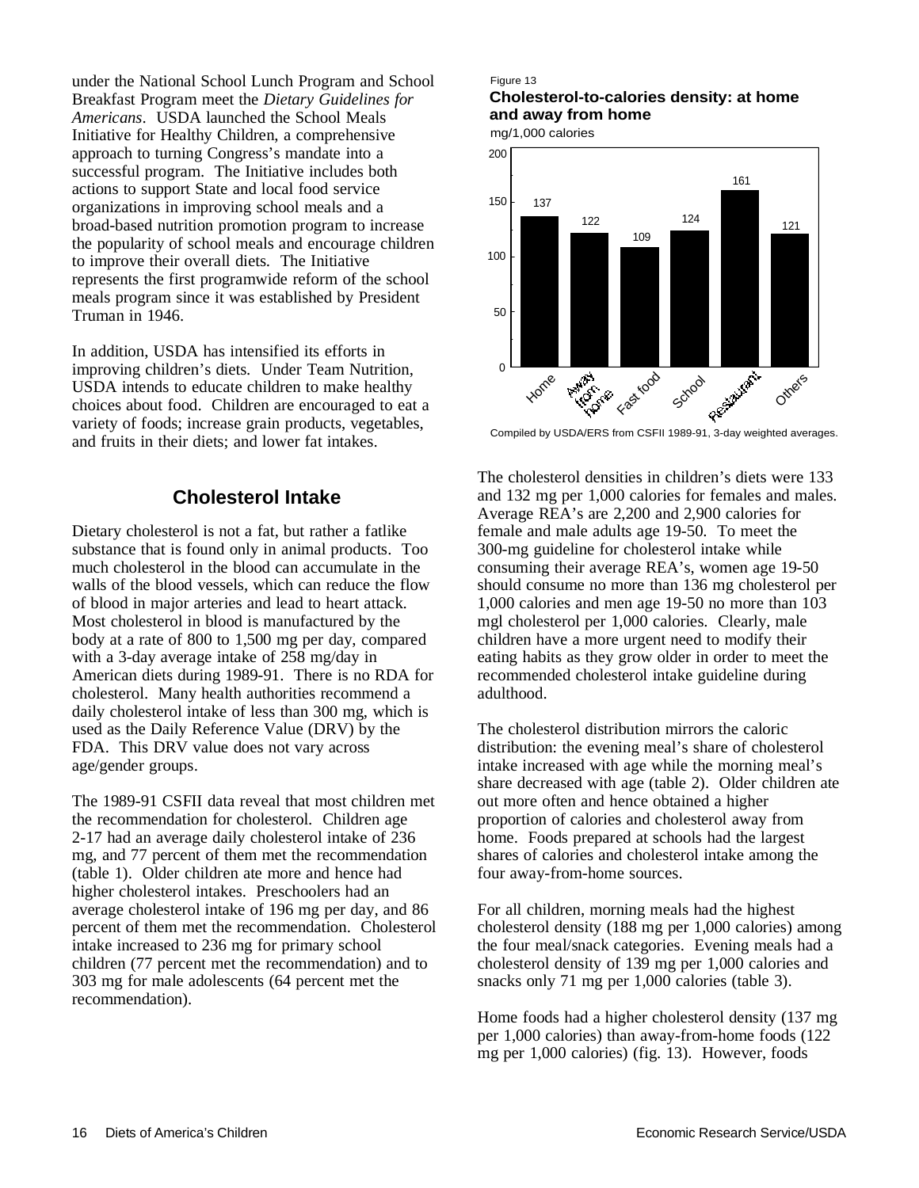under the National School Lunch Program and School Breakfast Program meet the *Dietary Guidelines for Americans*. USDA launched the School Meals Initiative for Healthy Children, a comprehensive approach to turning Congress's mandate into a successful program. The Initiative includes both actions to support State and local food service organizations in improving school meals and a broad-based nutrition promotion program to increase the popularity of school meals and encourage children to improve their overall diets. The Initiative represents the first programwide reform of the school meals program since it was established by President Truman in 1946.

In addition, USDA has intensified its efforts in improving children's diets. Under Team Nutrition, USDA intends to educate children to make healthy choices about food. Children are encouraged to eat a variety of foods; increase grain products, vegetables, and fruits in their diets; and lower fat intakes.

## Cholesterol Intake

Dietary cholesterol is not a fat, but rather a fatlike substance that is found only in animal products. Too much cholesterol in the blood can accumulate in the walls of the blood vessels, which can reduce the flow of blood in major arteries and lead to heart attack. Most cholesterol in blood is manufactured by the body at a rate of 800 to 1,500 mg per day, compared with a 3-day average intake of 258 mg/day in American diets during 1989-91. There is no RDA for cholesterol. Many health authorities recommend a daily cholesterol intake of less than 300 mg, which is used as the Daily Reference Value (DRV) by the FDA. This DRV value does not vary across age/gender groups.

The 1989-91 CSFII data reveal that most children met the recommendation for cholesterol. Children age 2-17 had an average daily cholesterol intake of 236 mg, and 77 percent of them met the recommendation (table 1). Older children ate more and hence had higher cholesterol intakes. Preschoolers had an average cholesterol intake of 196 mg per day, and 86 percent of them met the recommendation. Cholesterol intake increased to 236 mg for primary school children (77 percent met the recommendation) and to 303 mg for male adolescents (64 percent met the recommendation).

Figure 13

**Cholesterol-to-calories density: at home and away from home**

mg/1,000 calories

| Home | Away from home | Fast food | School | Restaurant | Others |
|---|---|---|---|---|---|
| 137 | 122 | 109 | 124 | 161 | 121 |

Compiled by USDA/ERS from CSFII 1989-91, 3-day weighted averages.

The cholesterol densities in children's diets were 133 and 132 mg per 1,000 calories for females and males. Average REA's are 2,200 and 2,900 calories for female and male adults age 19-50. To meet the 300-mg guideline for cholesterol intake while consuming their average REA's, women age 19-50 should consume no more than 136 mg cholesterol per 1,000 calories and men age 19-50 no more than 103 mgl cholesterol per 1,000 calories. Clearly, male children have a more urgent need to modify their eating habits as they grow older in order to meet the recommended cholesterol intake guideline during adulthood.

The cholesterol distribution mirrors the caloric distribution: the evening meal's share of cholesterol intake increased with age while the morning meal's share decreased with age (table 2). Older children ate out more often and hence obtained a higher proportion of calories and cholesterol away from home. Foods prepared at schools had the largest shares of calories and cholesterol intake among the four away-from-home sources.

For all children, morning meals had the highest cholesterol density (188 mg per 1,000 calories) among the four meal/snack categories. Evening meals had a cholesterol density of 139 mg per 1,000 calories and snacks only 71 mg per 1,000 calories (table 3).

Home foods had a higher cholesterol density (137 mg per 1,000 calories) than away-from-home foods (122 mg per 1,000 calories) (fig. 13). However, foods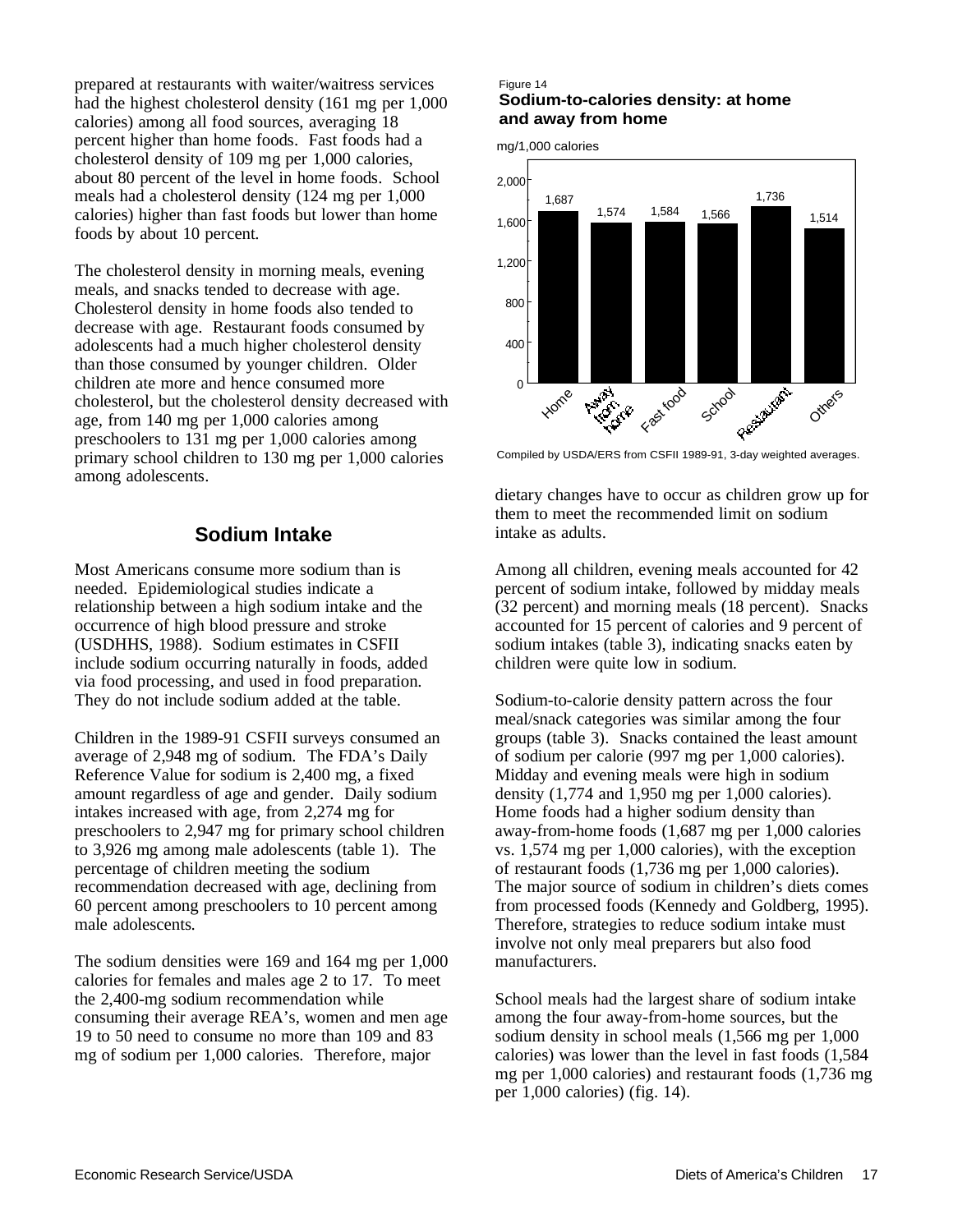prepared at restaurants with waiter/waitress services had the highest cholesterol density (161 mg per 1,000 calories) among all food sources, averaging 18 percent higher than home foods. Fast foods had a cholesterol density of 109 mg per 1,000 calories, about 80 percent of the level in home foods. School meals had a cholesterol density (124 mg per 1,000 calories) higher than fast foods but lower than home foods by about 10 percent.

The cholesterol density in morning meals, evening meals, and snacks tended to decrease with age. Cholesterol density in home foods also tended to decrease with age. Restaurant foods consumed by adolescents had a much higher cholesterol density than those consumed by younger children. Older children ate more and hence consumed more cholesterol, but the cholesterol density decreased with age, from 140 mg per 1,000 calories among preschoolers to 131 mg per 1,000 calories among primary school children to 130 mg per 1,000 calories among adolescents.

## Sodium Intake

Most Americans consume more sodium than is needed. Epidemiological studies indicate a relationship between a high sodium intake and the occurrence of high blood pressure and stroke (USDHHS, 1988). Sodium estimates in CSFII include sodium occurring naturally in foods, added via food processing, and used in food preparation. They do not include sodium added at the table.

Children in the 1989-91 CSFII surveys consumed an average of 2,948 mg of sodium. The FDA's Daily Reference Value for sodium is 2,400 mg, a fixed amount regardless of age and gender. Daily sodium intakes increased with age, from 2,274 mg for preschoolers to 2,947 mg for primary school children to 3,926 mg among male adolescents (table 1). The percentage of children meeting the sodium recommendation decreased with age, declining from 60 percent among preschoolers to 10 percent among male adolescents.

The sodium densities were 169 and 164 mg per 1,000 calories for females and males age 2 to 17. To meet the 2,400-mg sodium recommendation while consuming their average REA's, women and men age 19 to 50 need to consume no more than 109 and 83 mg of sodium per 1,000 calories. Therefore, major dietary changes have to occur as children grow up for them to meet the recommended limit on sodium intake as adults.

Figure 14
**Sodium-to-calories density: at home and away from home**

mg/1,000 calories

| Home | Away from home | Fast food | School | Restaurant | Others |
|---|---|---|---|---|---|
| 1,687 | 1,574 | 1,584 | 1,566 | 1,736 | 1,514 |

Compiled by USDA/ERS from CSFII 1989-91, 3-day weighted averages.

Among all children, evening meals accounted for 42 percent of sodium intake, followed by midday meals (32 percent) and morning meals (18 percent). Snacks accounted for 15 percent of calories and 9 percent of sodium intakes (table 3), indicating snacks eaten by children were quite low in sodium.

Sodium-to-calorie density pattern across the four meal/snack categories was similar among the four groups (table 3). Snacks contained the least amount of sodium per calorie (997 mg per 1,000 calories). Midday and evening meals were high in sodium density (1,774 and 1,950 mg per 1,000 calories). Home foods had a higher sodium density than away-from-home foods (1,687 mg per 1,000 calories vs. 1,574 mg per 1,000 calories), with the exception of restaurant foods (1,736 mg per 1,000 calories). The major source of sodium in children's diets comes from processed foods (Kennedy and Goldberg, 1995). Therefore, strategies to reduce sodium intake must involve not only meal preparers but also food manufacturers.

School meals had the largest share of sodium intake among the four away-from-home sources, but the sodium density in school meals (1,566 mg per 1,000 calories) was lower than the level in fast foods (1,584 mg per 1,000 calories) and restaurant foods (1,736 mg per 1,000 calories) (fig. 14).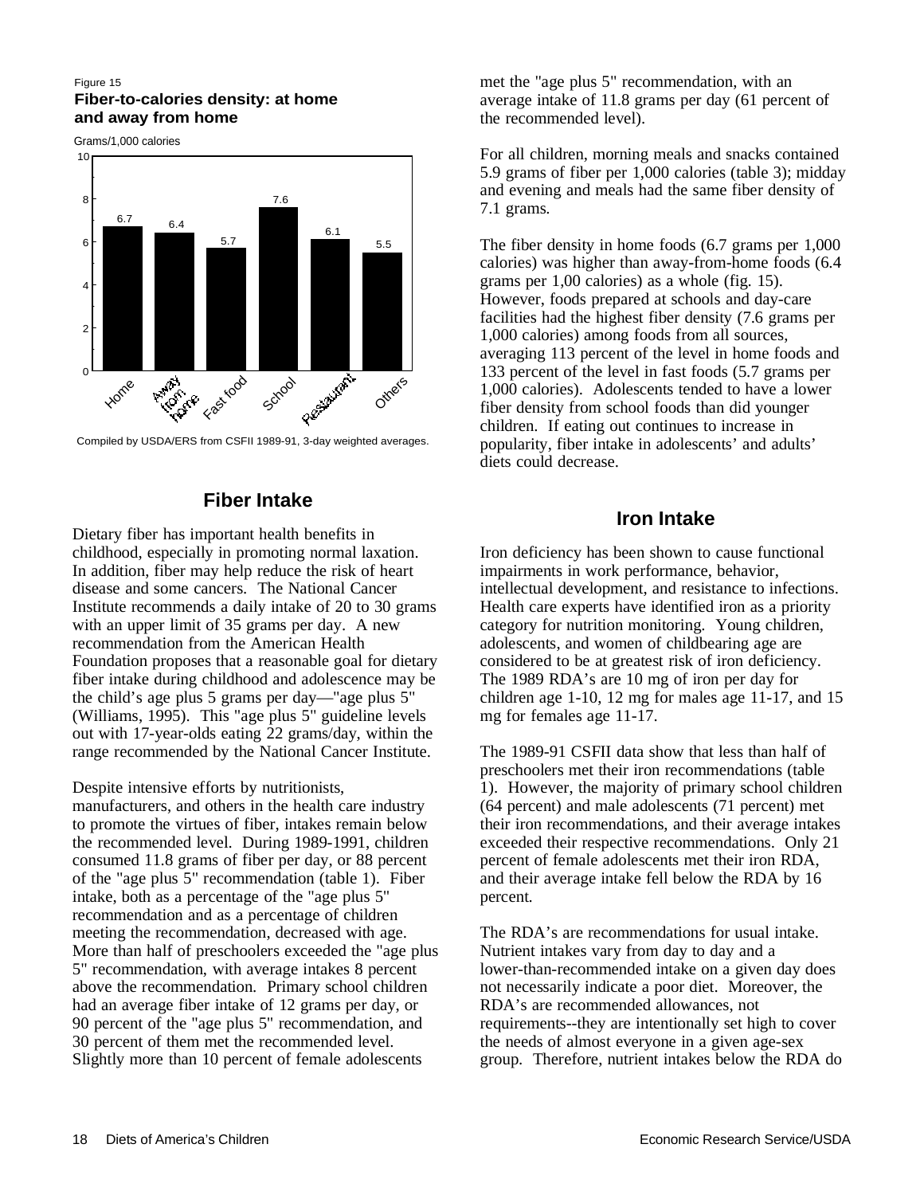Figure 15
**Fiber-to-calories density: at home and away from home**

Grams/1,000 calories

| Source | Grams/1,000 calories |
|---|---|
| Home | 6.7 |
| Away from home | 6.4 |
| Fast food | 5.7 |
| School | 7.6 |
| Restaurant | 6.1 |
| Others | 5.5 |

Compiled by USDA/ERS from CSFII 1989-91, 3-day weighted averages.

## Fiber Intake

Dietary fiber has important health benefits in childhood, especially in promoting normal laxation. In addition, fiber may help reduce the risk of heart disease and some cancers. The National Cancer Institute recommends a daily intake of 20 to 30 grams with an upper limit of 35 grams per day. A new recommendation from the American Health Foundation proposes that a reasonable goal for dietary fiber intake during childhood and adolescence may be the child's age plus 5 grams per day—"age plus 5" (Williams, 1995). This "age plus 5" guideline levels out with 17-year-olds eating 22 grams/day, within the range recommended by the National Cancer Institute.

Despite intensive efforts by nutritionists, manufacturers, and others in the health care industry to promote the virtues of fiber, intakes remain below the recommended level. During 1989-1991, children consumed 11.8 grams of fiber per day, or 88 percent of the "age plus 5" recommendation (table 1). Fiber intake, both as a percentage of the "age plus 5" recommendation and as a percentage of children meeting the recommendation, decreased with age. More than half of preschoolers exceeded the "age plus 5" recommendation, with average intakes 8 percent above the recommendation. Primary school children had an average fiber intake of 12 grams per day, or 90 percent of the "age plus 5" recommendation, and 30 percent of them met the recommended level. Slightly more than 10 percent of female adolescents met the "age plus 5" recommendation, with an average intake of 11.8 grams per day (61 percent of the recommended level).

For all children, morning meals and snacks contained 5.9 grams of fiber per 1,000 calories (table 3); midday and evening and meals had the same fiber density of 7.1 grams.

The fiber density in home foods (6.7 grams per 1,000 calories) was higher than away-from-home foods (6.4 grams per 1,00 calories) as a whole (fig. 15). However, foods prepared at schools and day-care facilities had the highest fiber density (7.6 grams per 1,000 calories) among foods from all sources, averaging 113 percent of the level in home foods and 133 percent of the level in fast foods (5.7 grams per 1,000 calories). Adolescents tended to have a lower fiber density from school foods than did younger children. If eating out continues to increase in popularity, fiber intake in adolescents' and adults' diets could decrease.

## Iron Intake

Iron deficiency has been shown to cause functional impairments in work performance, behavior, intellectual development, and resistance to infections. Health care experts have identified iron as a priority category for nutrition monitoring. Young children, adolescents, and women of childbearing age are considered to be at greatest risk of iron deficiency. The 1989 RDA's are 10 mg of iron per day for children age 1-10, 12 mg for males age 11-17, and 15 mg for females age 11-17.

The 1989-91 CSFII data show that less than half of preschoolers met their iron recommendations (table 1). However, the majority of primary school children (64 percent) and male adolescents (71 percent) met their iron recommendations, and their average intakes exceeded their respective recommendations. Only 21 percent of female adolescents met their iron RDA, and their average intake fell below the RDA by 16 percent.

The RDA's are recommendations for usual intake. Nutrient intakes vary from day to day and a lower-than-recommended intake on a given day does not necessarily indicate a poor diet. Moreover, the RDA's are recommended allowances, not requirements--they are intentionally set high to cover the needs of almost everyone in a given age-sex group. Therefore, nutrient intakes below the RDA do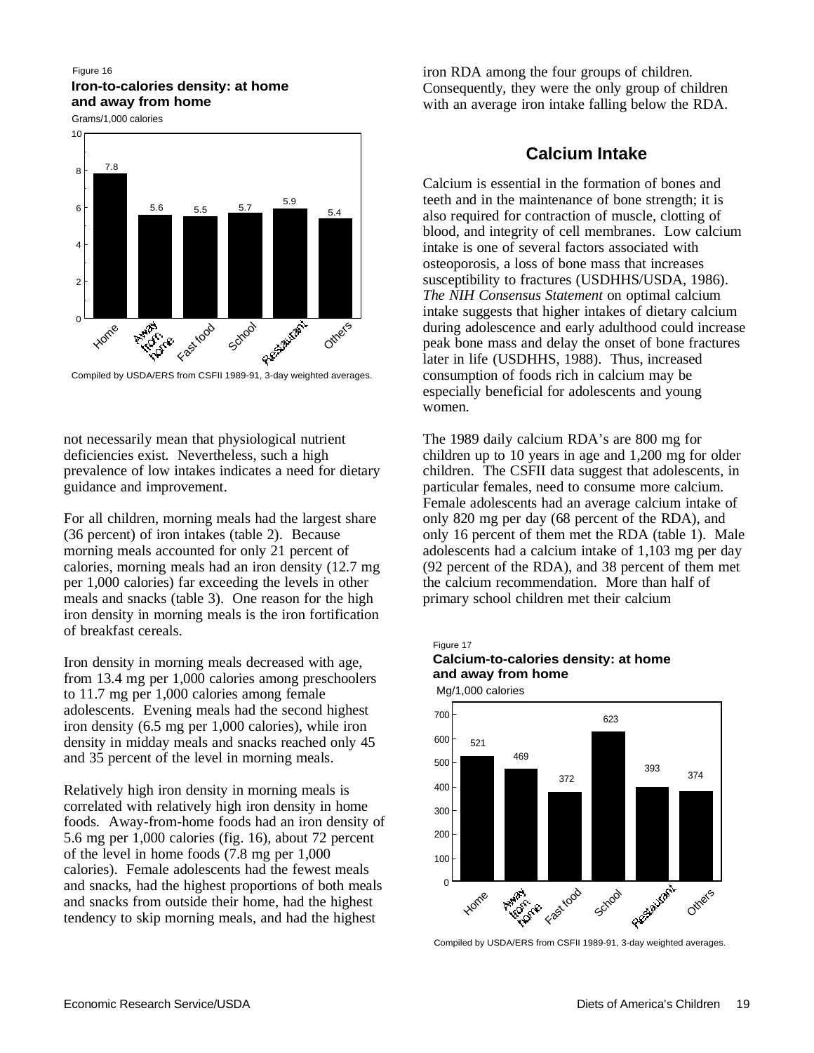Figure 16

**Iron-to-calories density: at home and away from home**

Grams/1,000 calories

| Home | Away from home | Fast food | School | Restaurant | Others |
|---|---|---|---|---|---|
| 7.8 | 5.6 | 5.5 | 5.7 | 5.9 | 5.4 |

Compiled by USDA/ERS from CSFII 1989-91, 3-day weighted averages.

not necessarily mean that physiological nutrient deficiencies exist. Nevertheless, such a high prevalence of low intakes indicates a need for dietary guidance and improvement.

For all children, morning meals had the largest share (36 percent) of iron intakes (table 2). Because morning meals accounted for only 21 percent of calories, morning meals had an iron density (12.7 mg per 1,000 calories) far exceeding the levels in other meals and snacks (table 3). One reason for the high iron density in morning meals is the iron fortification of breakfast cereals.

Iron density in morning meals decreased with age, from 13.4 mg per 1,000 calories among preschoolers to 11.7 mg per 1,000 calories among female adolescents. Evening meals had the second highest iron density (6.5 mg per 1,000 calories), while iron density in midday meals and snacks reached only 45 and 35 percent of the level in morning meals.

Relatively high iron density in morning meals is correlated with relatively high iron density in home foods. Away-from-home foods had an iron density of 5.6 mg per 1,000 calories (fig. 16), about 72 percent of the level in home foods (7.8 mg per 1,000 calories). Female adolescents had the fewest meals and snacks, had the highest proportions of both meals and snacks from outside their home, had the highest tendency to skip morning meals, and had the highest iron RDA among the four groups of children. Consequently, they were the only group of children with an average iron intake falling below the RDA.

## Calcium Intake

Calcium is essential in the formation of bones and teeth and in the maintenance of bone strength; it is also required for contraction of muscle, clotting of blood, and integrity of cell membranes. Low calcium intake is one of several factors associated with osteoporosis, a loss of bone mass that increases susceptibility to fractures (USDHHS/USDA, 1986). *The NIH Consensus Statement* on optimal calcium intake suggests that higher intakes of dietary calcium during adolescence and early adulthood could increase peak bone mass and delay the onset of bone fractures later in life (USDHHS, 1988). Thus, increased consumption of foods rich in calcium may be especially beneficial for adolescents and young women.

The 1989 daily calcium RDA's are 800 mg for children up to 10 years in age and 1,200 mg for older children. The CSFII data suggest that adolescents, in particular females, need to consume more calcium. Female adolescents had an average calcium intake of only 820 mg per day (68 percent of the RDA), and only 16 percent of them met the RDA (table 1). Male adolescents had a calcium intake of 1,103 mg per day (92 percent of the RDA), and 38 percent of them met the calcium recommendation. More than half of primary school children met their calcium

Figure 17

**Calcium-to-calories density: at home and away from home**

Mg/1,000 calories

| Home | Away from home | Fast food | School | Restaurant | Others |
|---|---|---|---|---|---|
| 521 | 469 | 372 | 623 | 393 | 374 |

Compiled by USDA/ERS from CSFII 1989-91, 3-day weighted averages.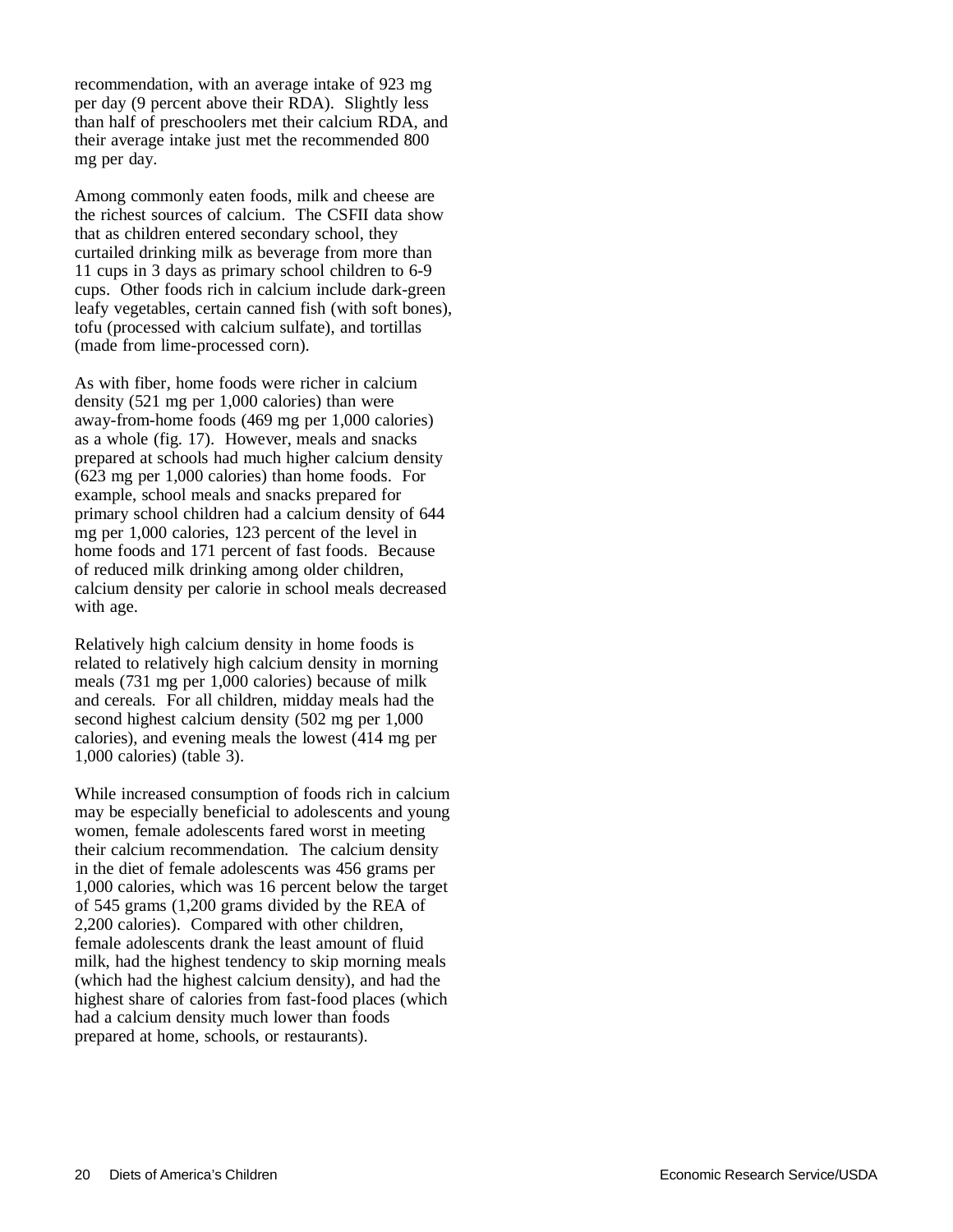recommendation, with an average intake of 923 mg per day (9 percent above their RDA). Slightly less than half of preschoolers met their calcium RDA, and their average intake just met the recommended 800 mg per day.

Among commonly eaten foods, milk and cheese are the richest sources of calcium. The CSFII data show that as children entered secondary school, they curtailed drinking milk as beverage from more than 11 cups in 3 days as primary school children to 6-9 cups. Other foods rich in calcium include dark-green leafy vegetables, certain canned fish (with soft bones), tofu (processed with calcium sulfate), and tortillas (made from lime-processed corn).

As with fiber, home foods were richer in calcium density (521 mg per 1,000 calories) than were away-from-home foods (469 mg per 1,000 calories) as a whole (fig. 17). However, meals and snacks prepared at schools had much higher calcium density (623 mg per 1,000 calories) than home foods. For example, school meals and snacks prepared for primary school children had a calcium density of 644 mg per 1,000 calories, 123 percent of the level in home foods and 171 percent of fast foods. Because of reduced milk drinking among older children, calcium density per calorie in school meals decreased with age.

Relatively high calcium density in home foods is related to relatively high calcium density in morning meals (731 mg per 1,000 calories) because of milk and cereals. For all children, midday meals had the second highest calcium density (502 mg per 1,000 calories), and evening meals the lowest (414 mg per 1,000 calories) (table 3).

While increased consumption of foods rich in calcium may be especially beneficial to adolescents and young women, female adolescents fared worst in meeting their calcium recommendation. The calcium density in the diet of female adolescents was 456 grams per 1,000 calories, which was 16 percent below the target of 545 grams (1,200 grams divided by the REA of 2,200 calories). Compared with other children, female adolescents drank the least amount of fluid milk, had the highest tendency to skip morning meals (which had the highest calcium density), and had the highest share of calories from fast-food places (which had a calcium density much lower than foods prepared at home, schools, or restaurants).